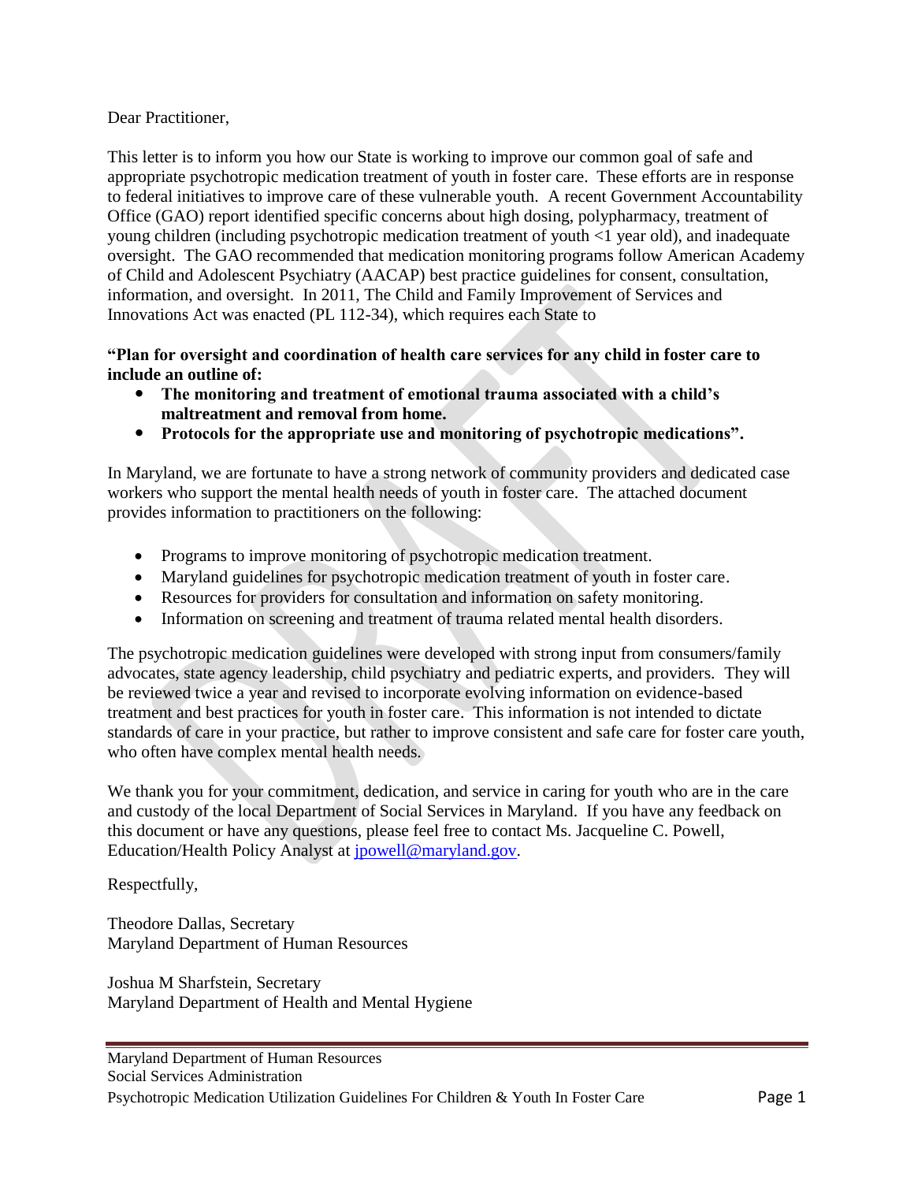Dear Practitioner,

This letter is to inform you how our State is working to improve our common goal of safe and appropriate psychotropic medication treatment of youth in foster care. These efforts are in response to federal initiatives to improve care of these vulnerable youth. A recent Government Accountability Office (GAO) report identified specific concerns about high dosing, polypharmacy, treatment of young children (including psychotropic medication treatment of youth <1 year old), and inadequate oversight. The GAO recommended that medication monitoring programs follow American Academy of Child and Adolescent Psychiatry (AACAP) best practice guidelines for consent, consultation, information, and oversight. In 2011, The Child and Family Improvement of Services and Innovations Act was enacted (PL 112-34), which requires each State to

**"Plan for oversight and coordination of health care services for any child in foster care to include an outline of:**

- **The monitoring and treatment of emotional trauma associated with a child's maltreatment and removal from home.**
- **Protocols for the appropriate use and monitoring of psychotropic medications".**

In Maryland, we are fortunate to have a strong network of community providers and dedicated case workers who support the mental health needs of youth in foster care. The attached document provides information to practitioners on the following:

- Programs to improve monitoring of psychotropic medication treatment.
- Maryland guidelines for psychotropic medication treatment of youth in foster care.
- Resources for providers for consultation and information on safety monitoring.
- Information on screening and treatment of trauma related mental health disorders.

The psychotropic medication guidelines were developed with strong input from consumers/family advocates, state agency leadership, child psychiatry and pediatric experts, and providers. They will be reviewed twice a year and revised to incorporate evolving information on evidence-based treatment and best practices for youth in foster care. This information is not intended to dictate standards of care in your practice, but rather to improve consistent and safe care for foster care youth, who often have complex mental health needs.

We thank you for your commitment, dedication, and service in caring for youth who are in the care and custody of the local Department of Social Services in Maryland. If you have any feedback on this document or have any questions, please feel free to contact Ms. Jacqueline C. Powell, Education/Health Policy Analyst at jpowell@maryland.gov.

Respectfully,

Theodore Dallas, Secretary
Maryland Department of Human Resources

Joshua M Sharfstein, Secretary
Maryland Department of Health and Mental Hygiene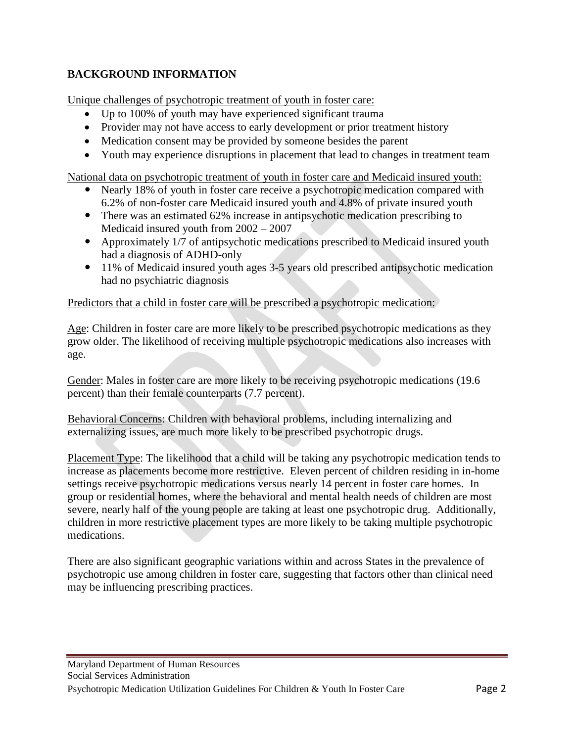## BACKGROUND INFORMATION

<u>Unique challenges of psychotropic treatment of youth in foster care:</u>

- Up to 100% of youth may have experienced significant trauma
- Provider may not have access to early development or prior treatment history
- Medication consent may be provided by someone besides the parent
- Youth may experience disruptions in placement that lead to changes in treatment team

<u>National data on psychotropic treatment of youth in foster care and Medicaid insured youth:</u>

- Nearly 18% of youth in foster care receive a psychotropic medication compared with 6.2% of non-foster care Medicaid insured youth and 4.8% of private insured youth
- There was an estimated 62% increase in antipsychotic medication prescribing to Medicaid insured youth from 2002 – 2007
- Approximately 1/7 of antipsychotic medications prescribed to Medicaid insured youth had a diagnosis of ADHD-only
- 11% of Medicaid insured youth ages 3-5 years old prescribed antipsychotic medication had no psychiatric diagnosis

<u>Predictors that a child in foster care will be prescribed a psychotropic medication:</u>

<u>Age</u>: Children in foster care are more likely to be prescribed psychotropic medications as they grow older. The likelihood of receiving multiple psychotropic medications also increases with age.

<u>Gender</u>: Males in foster care are more likely to be receiving psychotropic medications (19.6 percent) than their female counterparts (7.7 percent).

<u>Behavioral Concerns</u>: Children with behavioral problems, including internalizing and externalizing issues, are much more likely to be prescribed psychotropic drugs.

<u>Placement Type</u>: The likelihood that a child will be taking any psychotropic medication tends to increase as placements become more restrictive. Eleven percent of children residing in in-home settings receive psychotropic medications versus nearly 14 percent in foster care homes. In group or residential homes, where the behavioral and mental health needs of children are most severe, nearly half of the young people are taking at least one psychotropic drug. Additionally, children in more restrictive placement types are more likely to be taking multiple psychotropic medications.

There are also significant geographic variations within and across States in the prevalence of psychotropic use among children in foster care, suggesting that factors other than clinical need may be influencing prescribing practices.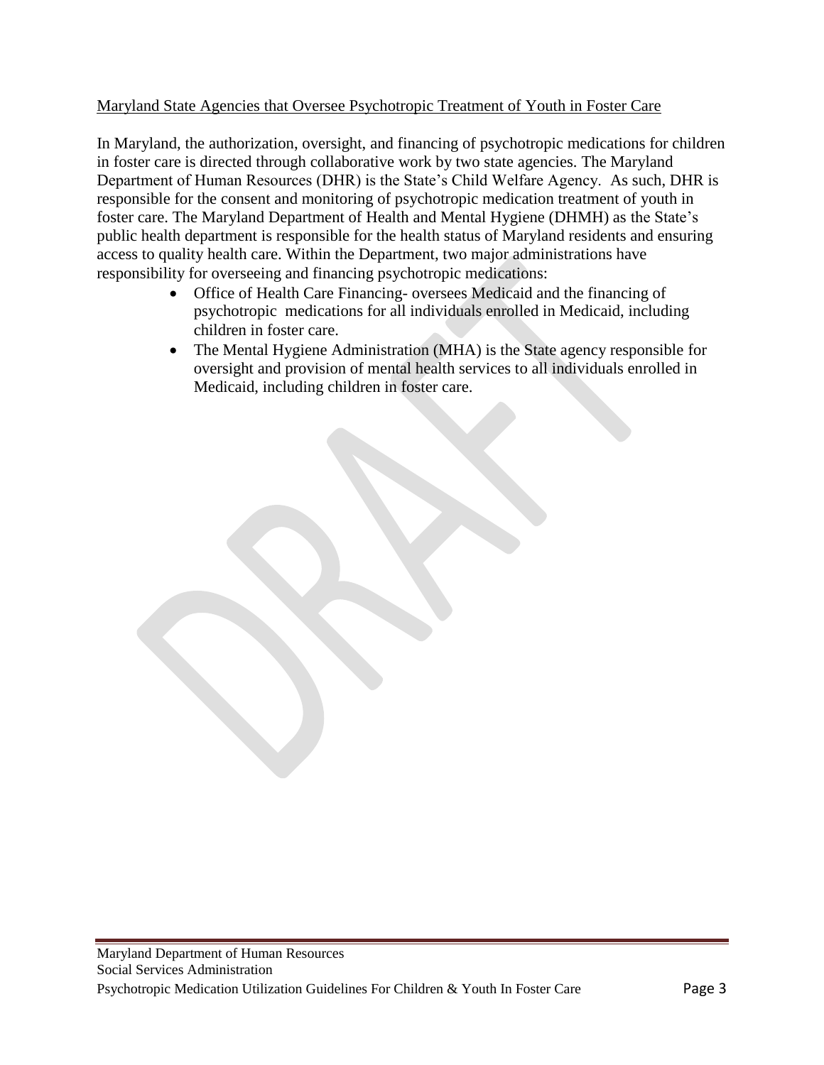Maryland State Agencies that Oversee Psychotropic Treatment of Youth in Foster Care

In Maryland, the authorization, oversight, and financing of psychotropic medications for children in foster care is directed through collaborative work by two state agencies. The Maryland Department of Human Resources (DHR) is the State's Child Welfare Agency. As such, DHR is responsible for the consent and monitoring of psychotropic medication treatment of youth in foster care. The Maryland Department of Health and Mental Hygiene (DHMH) as the State's public health department is responsible for the health status of Maryland residents and ensuring access to quality health care. Within the Department, two major administrations have responsibility for overseeing and financing psychotropic medications:

- Office of Health Care Financing- oversees Medicaid and the financing of psychotropic medications for all individuals enrolled in Medicaid, including children in foster care.
- The Mental Hygiene Administration (MHA) is the State agency responsible for oversight and provision of mental health services to all individuals enrolled in Medicaid, including children in foster care.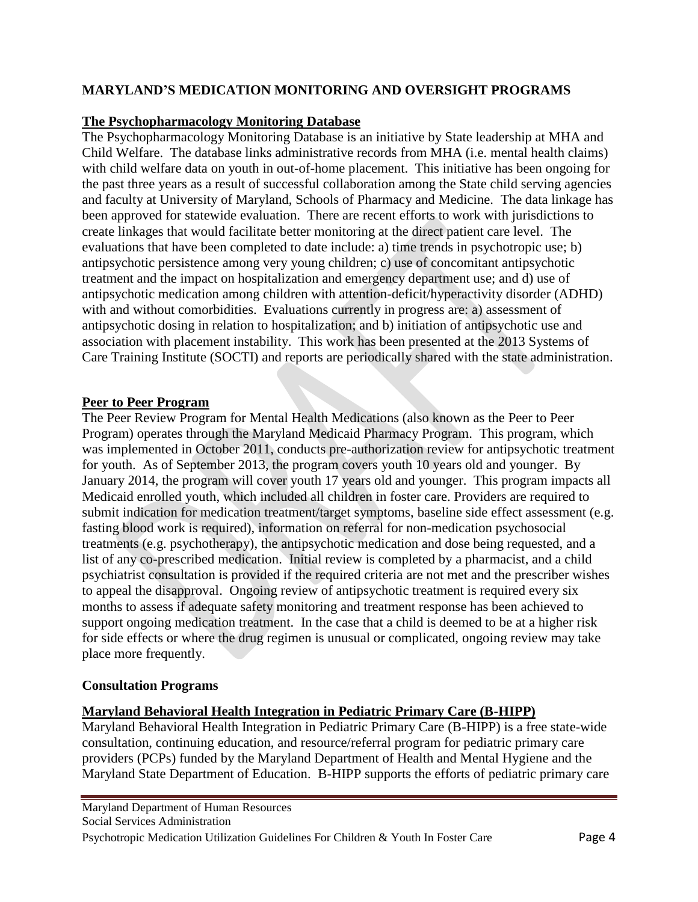## MARYLAND'S MEDICATION MONITORING AND OVERSIGHT PROGRAMS

### The Psychopharmacology Monitoring Database

The Psychopharmacology Monitoring Database is an initiative by State leadership at MHA and Child Welfare. The database links administrative records from MHA (i.e. mental health claims) with child welfare data on youth in out-of-home placement. This initiative has been ongoing for the past three years as a result of successful collaboration among the State child serving agencies and faculty at University of Maryland, Schools of Pharmacy and Medicine. The data linkage has been approved for statewide evaluation. There are recent efforts to work with jurisdictions to create linkages that would facilitate better monitoring at the direct patient care level. The evaluations that have been completed to date include: a) time trends in psychotropic use; b) antipsychotic persistence among very young children; c) use of concomitant antipsychotic treatment and the impact on hospitalization and emergency department use; and d) use of antipsychotic medication among children with attention-deficit/hyperactivity disorder (ADHD) with and without comorbidities. Evaluations currently in progress are: a) assessment of antipsychotic dosing in relation to hospitalization; and b) initiation of antipsychotic use and association with placement instability. This work has been presented at the 2013 Systems of Care Training Institute (SOCTI) and reports are periodically shared with the state administration.

### Peer to Peer Program

The Peer Review Program for Mental Health Medications (also known as the Peer to Peer Program) operates through the Maryland Medicaid Pharmacy Program. This program, which was implemented in October 2011, conducts pre-authorization review for antipsychotic treatment for youth. As of September 2013, the program covers youth 10 years old and younger. By January 2014, the program will cover youth 17 years old and younger. This program impacts all Medicaid enrolled youth, which included all children in foster care. Providers are required to submit indication for medication treatment/target symptoms, baseline side effect assessment (e.g. fasting blood work is required), information on referral for non-medication psychosocial treatments (e.g. psychotherapy), the antipsychotic medication and dose being requested, and a list of any co-prescribed medication. Initial review is completed by a pharmacist, and a child psychiatrist consultation is provided if the required criteria are not met and the prescriber wishes to appeal the disapproval. Ongoing review of antipsychotic treatment is required every six months to assess if adequate safety monitoring and treatment response has been achieved to support ongoing medication treatment. In the case that a child is deemed to be at a higher risk for side effects or where the drug regimen is unusual or complicated, ongoing review may take place more frequently.

### Consultation Programs

### Maryland Behavioral Health Integration in Pediatric Primary Care (B-HIPP)

Maryland Behavioral Health Integration in Pediatric Primary Care (B-HIPP) is a free state-wide consultation, continuing education, and resource/referral program for pediatric primary care providers (PCPs) funded by the Maryland Department of Health and Mental Hygiene and the Maryland State Department of Education. B-HIPP supports the efforts of pediatric primary care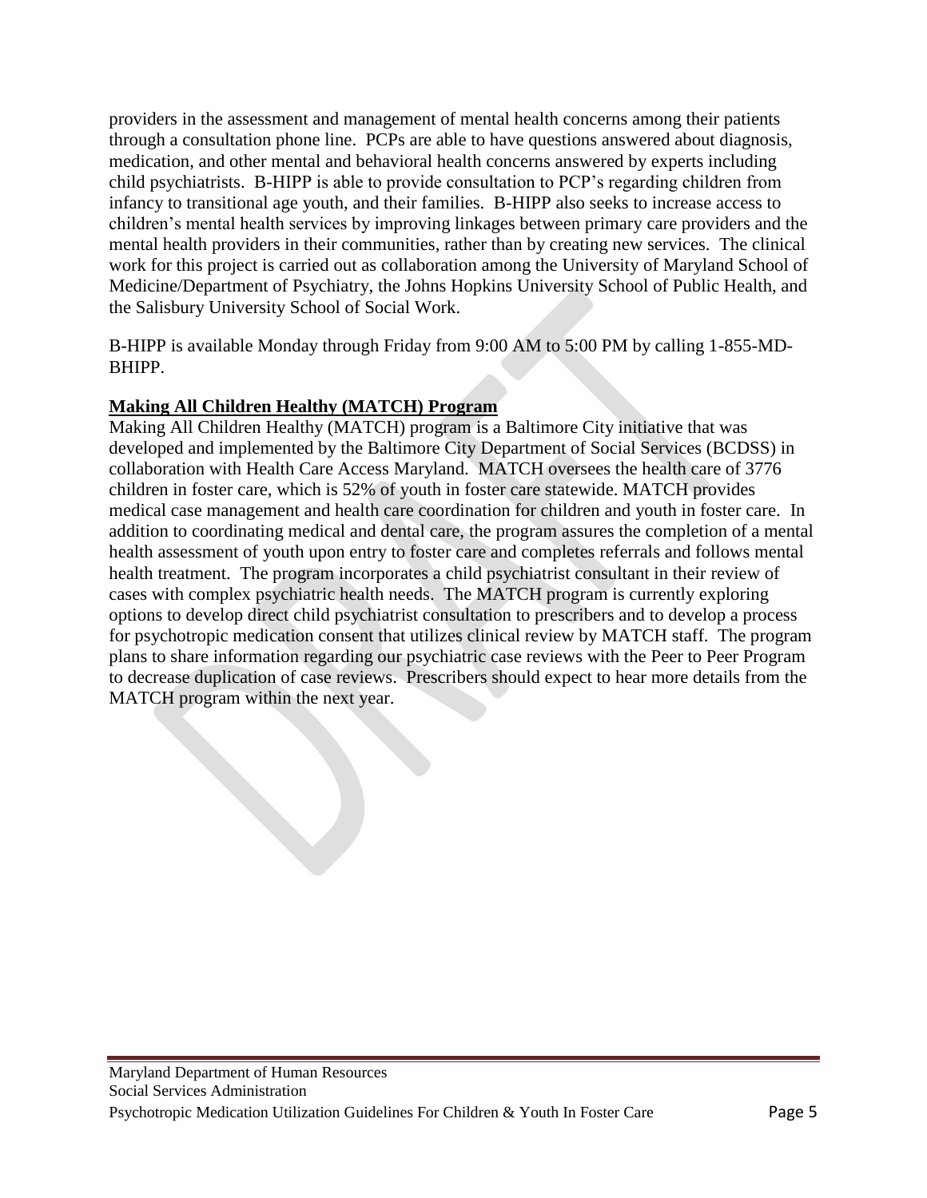providers in the assessment and management of mental health concerns among their patients through a consultation phone line. PCPs are able to have questions answered about diagnosis, medication, and other mental and behavioral health concerns answered by experts including child psychiatrists. B-HIPP is able to provide consultation to PCP's regarding children from infancy to transitional age youth, and their families. B-HIPP also seeks to increase access to children's mental health services by improving linkages between primary care providers and the mental health providers in their communities, rather than by creating new services. The clinical work for this project is carried out as collaboration among the University of Maryland School of Medicine/Department of Psychiatry, the Johns Hopkins University School of Public Health, and the Salisbury University School of Social Work.

B-HIPP is available Monday through Friday from 9:00 AM to 5:00 PM by calling 1-855-MD-BHIPP.

**Making All Children Healthy (MATCH) Program**

Making All Children Healthy (MATCH) program is a Baltimore City initiative that was developed and implemented by the Baltimore City Department of Social Services (BCDSS) in collaboration with Health Care Access Maryland. MATCH oversees the health care of 3776 children in foster care, which is 52% of youth in foster care statewide. MATCH provides medical case management and health care coordination for children and youth in foster care. In addition to coordinating medical and dental care, the program assures the completion of a mental health assessment of youth upon entry to foster care and completes referrals and follows mental health treatment. The program incorporates a child psychiatrist consultant in their review of cases with complex psychiatric health needs. The MATCH program is currently exploring options to develop direct child psychiatrist consultation to prescribers and to develop a process for psychotropic medication consent that utilizes clinical review by MATCH staff. The program plans to share information regarding our psychiatric case reviews with the Peer to Peer Program to decrease duplication of case reviews. Prescribers should expect to hear more details from the MATCH program within the next year.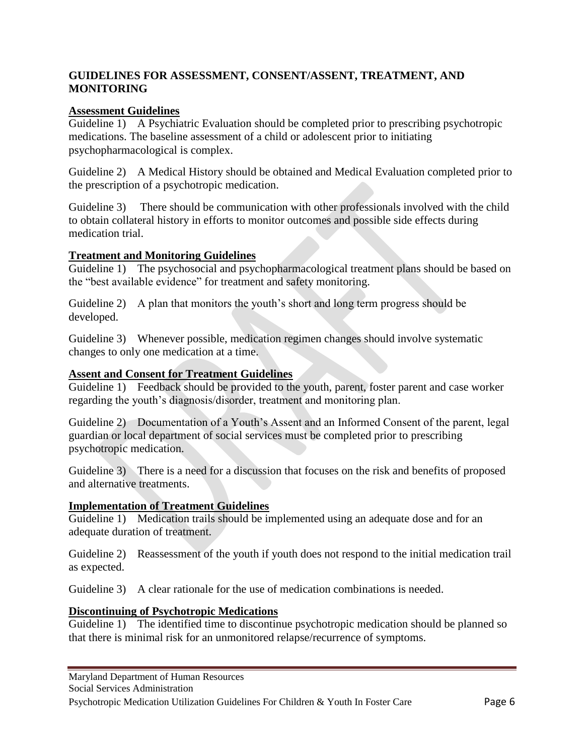## GUIDELINES FOR ASSESSMENT, CONSENT/ASSENT, TREATMENT, AND MONITORING

### Assessment Guidelines

Guideline 1) A Psychiatric Evaluation should be completed prior to prescribing psychotropic medications. The baseline assessment of a child or adolescent prior to initiating psychopharmacological is complex.

Guideline 2) A Medical History should be obtained and Medical Evaluation completed prior to the prescription of a psychotropic medication.

Guideline 3) There should be communication with other professionals involved with the child to obtain collateral history in efforts to monitor outcomes and possible side effects during medication trial.

### Treatment and Monitoring Guidelines

Guideline 1) The psychosocial and psychopharmacological treatment plans should be based on the "best available evidence" for treatment and safety monitoring.

Guideline 2) A plan that monitors the youth's short and long term progress should be developed.

Guideline 3) Whenever possible, medication regimen changes should involve systematic changes to only one medication at a time.

### Assent and Consent for Treatment Guidelines

Guideline 1) Feedback should be provided to the youth, parent, foster parent and case worker regarding the youth's diagnosis/disorder, treatment and monitoring plan.

Guideline 2) Documentation of a Youth's Assent and an Informed Consent of the parent, legal guardian or local department of social services must be completed prior to prescribing psychotropic medication.

Guideline 3) There is a need for a discussion that focuses on the risk and benefits of proposed and alternative treatments.

### Implementation of Treatment Guidelines

Guideline 1) Medication trails should be implemented using an adequate dose and for an adequate duration of treatment.

Guideline 2) Reassessment of the youth if youth does not respond to the initial medication trail as expected.

Guideline 3) A clear rationale for the use of medication combinations is needed.

### Discontinuing of Psychotropic Medications

Guideline 1) The identified time to discontinue psychotropic medication should be planned so that there is minimal risk for an unmonitored relapse/recurrence of symptoms.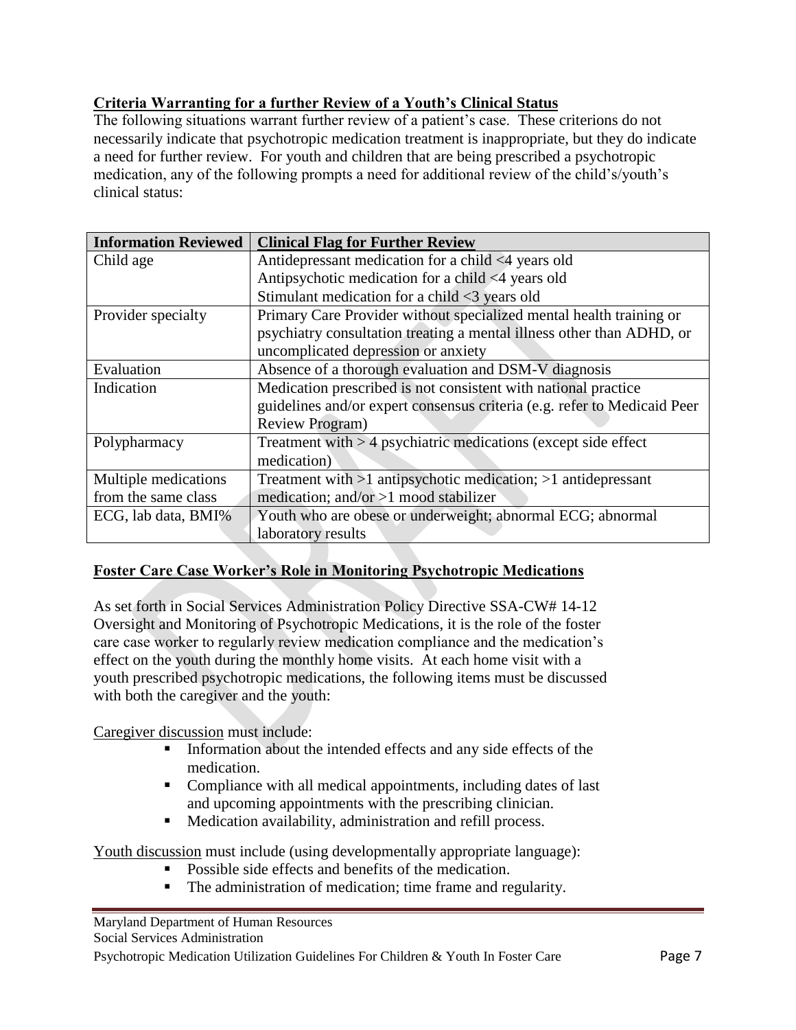**Criteria Warranting for a further Review of a Youth's Clinical Status**

The following situations warrant further review of a patient's case. These criterions do not necessarily indicate that psychotropic medication treatment is inappropriate, but they do indicate a need for further review. For youth and children that are being prescribed a psychotropic medication, any of the following prompts a need for additional review of the child's/youth's clinical status:

| **Information Reviewed** | **Clinical Flag for Further Review** |
|---|---|
| Child age | Antidepressant medication for a child <4 years old<br>Antipsychotic medication for a child <4 years old<br>Stimulant medication for a child <3 years old |
| Provider specialty | Primary Care Provider without specialized mental health training or psychiatry consultation treating a mental illness other than ADHD, or uncomplicated depression or anxiety |
| Evaluation | Absence of a thorough evaluation and DSM-V diagnosis |
| Indication | Medication prescribed is not consistent with national practice guidelines and/or expert consensus criteria (e.g. refer to Medicaid Peer Review Program) |
| Polypharmacy | Treatment with > 4 psychiatric medications (except side effect medication) |
| Multiple medications from the same class | Treatment with >1 antipsychotic medication; >1 antidepressant medication; and/or >1 mood stabilizer |
| ECG, lab data, BMI% | Youth who are obese or underweight; abnormal ECG; abnormal laboratory results |

**Foster Care Case Worker's Role in Monitoring Psychotropic Medications**

As set forth in Social Services Administration Policy Directive SSA-CW# 14-12 Oversight and Monitoring of Psychotropic Medications, it is the role of the foster care case worker to regularly review medication compliance and the medication's effect on the youth during the monthly home visits. At each home visit with a youth prescribed psychotropic medications, the following items must be discussed with both the caregiver and the youth:

Caregiver discussion must include:

- Information about the intended effects and any side effects of the medication.
- Compliance with all medical appointments, including dates of last and upcoming appointments with the prescribing clinician.
- Medication availability, administration and refill process.

Youth discussion must include (using developmentally appropriate language):

- Possible side effects and benefits of the medication.
- The administration of medication; time frame and regularity.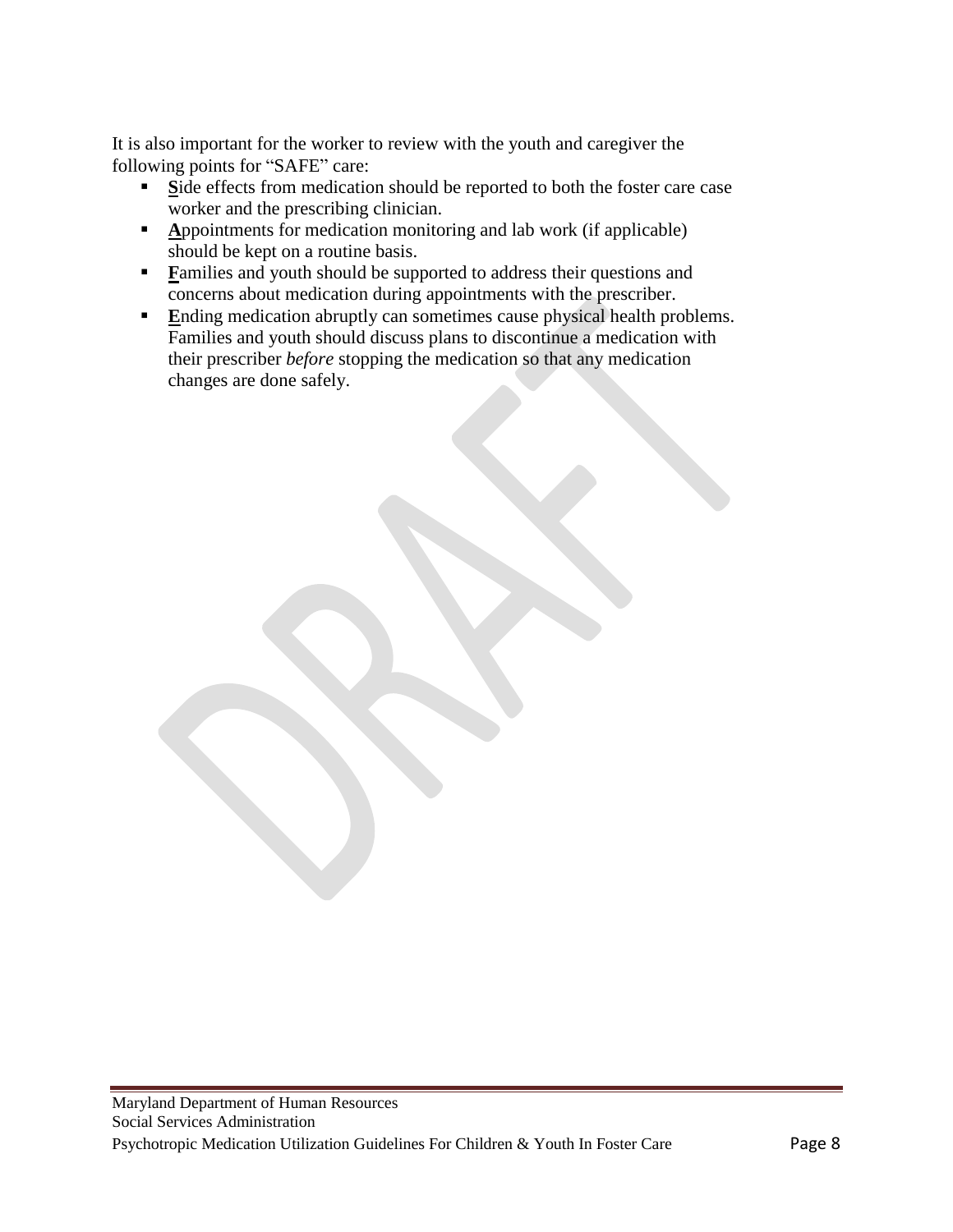It is also important for the worker to review with the youth and caregiver the following points for "SAFE" care:

- **S**ide effects from medication should be reported to both the foster care case worker and the prescribing clinician.
- **A**ppointments for medication monitoring and lab work (if applicable) should be kept on a routine basis.
- **F**amilies and youth should be supported to address their questions and concerns about medication during appointments with the prescriber.
- **E**nding medication abruptly can sometimes cause physical health problems. Families and youth should discuss plans to discontinue a medication with their prescriber *before* stopping the medication so that any medication changes are done safely.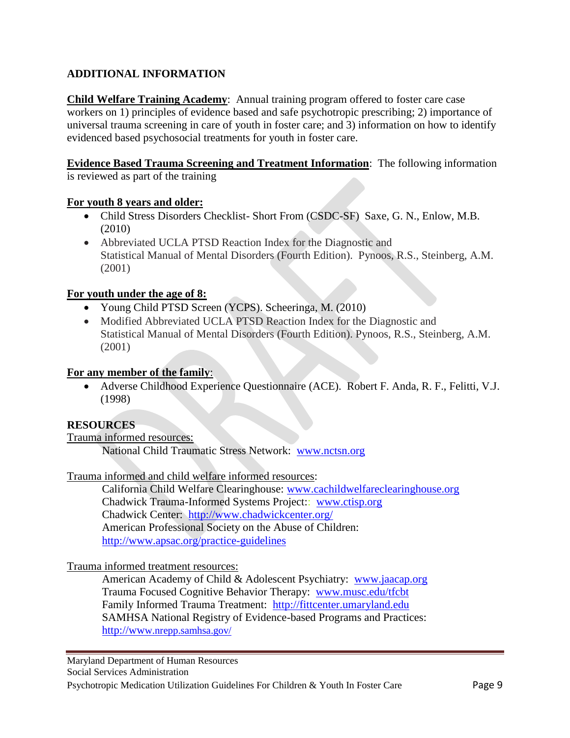## ADDITIONAL INFORMATION

**Child Welfare Training Academy**: Annual training program offered to foster care case workers on 1) principles of evidence based and safe psychotropic prescribing; 2) importance of universal trauma screening in care of youth in foster care; and 3) information on how to identify evidenced based psychosocial treatments for youth in foster care.

**Evidence Based Trauma Screening and Treatment Information**: The following information is reviewed as part of the training

**For youth 8 years and older:**

- Child Stress Disorders Checklist- Short From (CSDC-SF) Saxe, G. N., Enlow, M.B. (2010)
- Abbreviated UCLA PTSD Reaction Index for the Diagnostic and Statistical Manual of Mental Disorders (Fourth Edition). Pynoos, R.S., Steinberg, A.M. (2001)

**For youth under the age of 8:**

- Young Child PTSD Screen (YCPS). Scheeringa, M. (2010)
- Modified Abbreviated UCLA PTSD Reaction Index for the Diagnostic and Statistical Manual of Mental Disorders (Fourth Edition). Pynoos, R.S., Steinberg, A.M. (2001)

**For any member of the family**:

- Adverse Childhood Experience Questionnaire (ACE). Robert F. Anda, R. F., Felitti, V.J. (1998)

## RESOURCES

Trauma informed resources:

National Child Traumatic Stress Network: www.nctsn.org

Trauma informed and child welfare informed resources:

California Child Welfare Clearinghouse: www.cachildwelfareclearinghouse.org
Chadwick Trauma-Informed Systems Project:: www.ctisp.org
Chadwick Center: http://www.chadwickcenter.org/
American Professional Society on the Abuse of Children: http://www.apsac.org/practice-guidelines

Trauma informed treatment resources:

American Academy of Child & Adolescent Psychiatry: www.jaacap.org
Trauma Focused Cognitive Behavior Therapy: www.musc.edu/tfcbt
Family Informed Trauma Treatment: http://fittcenter.umaryland.edu
SAMHSA National Registry of Evidence-based Programs and Practices: http://www.nrepp.samhsa.gov/